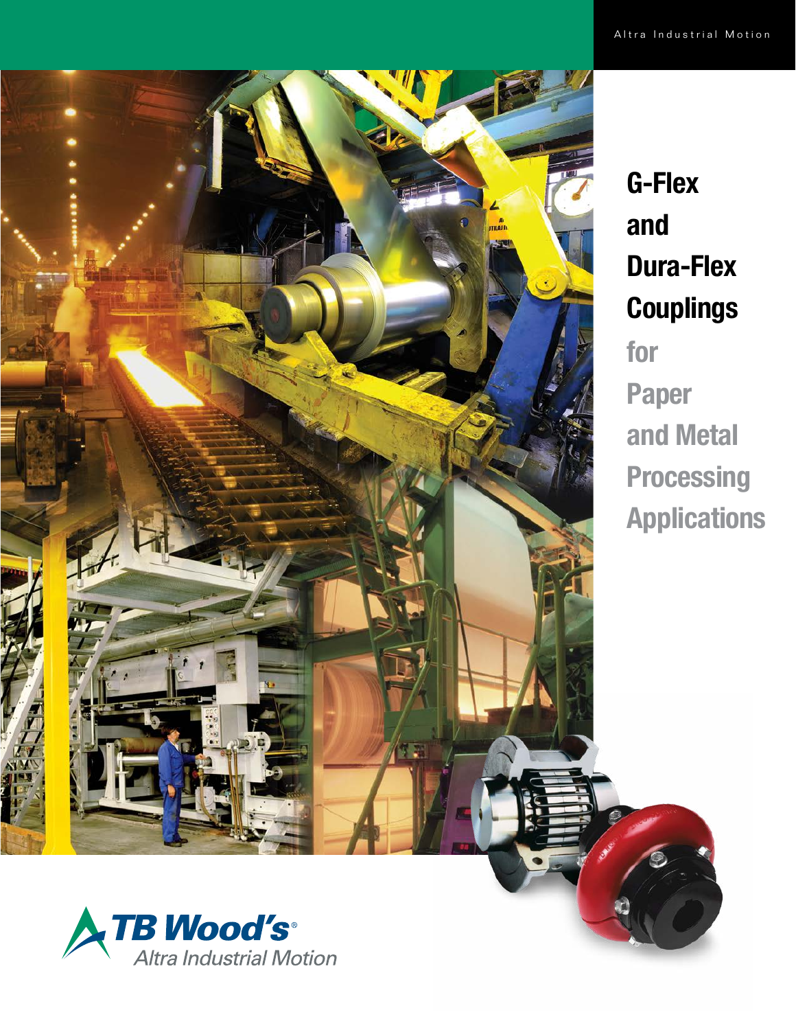Altra Industrial Motion

# G-Flex and Dura-Flex Couplings for Paper and Metal Processing Applications

TB Wood's®
Altra Industrial Motion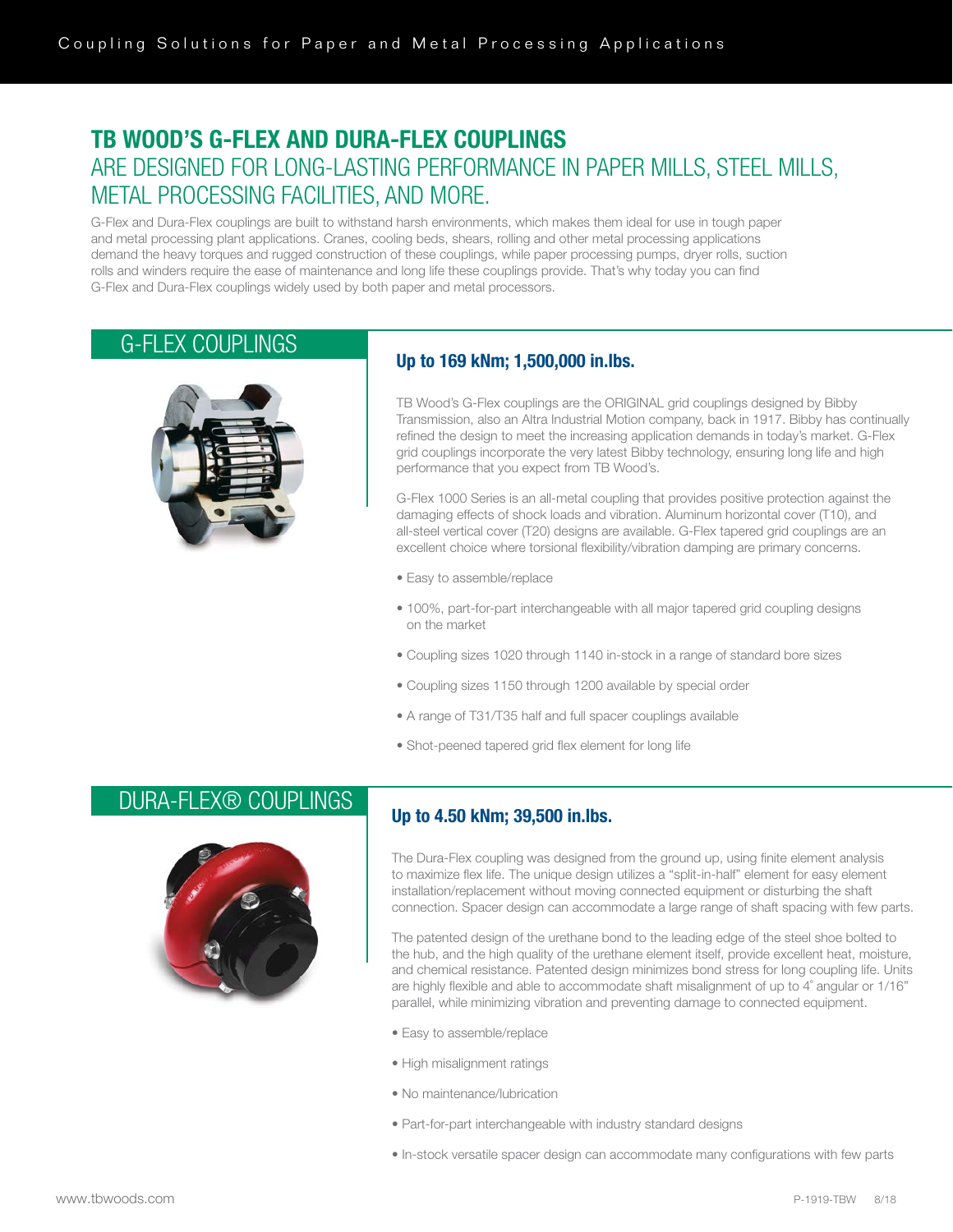# TB WOOD'S G-FLEX AND DURA-FLEX COUPLINGS

## ARE DESIGNED FOR LONG-LASTING PERFORMANCE IN PAPER MILLS, STEEL MILLS, METAL PROCESSING FACILITIES, AND MORE.

G-Flex and Dura-Flex couplings are built to withstand harsh environments, which makes them ideal for use in tough paper and metal processing plant applications. Cranes, cooling beds, shears, rolling and other metal processing applications demand the heavy torques and rugged construction of these couplings, while paper processing pumps, dryer rolls, suction rolls and winders require the ease of maintenance and long life these couplings provide. That's why today you can find G-Flex and Dura-Flex couplings widely used by both paper and metal processors.

## G-FLEX COUPLINGS

### Up to 169 kNm; 1,500,000 in.lbs.

TB Wood's G-Flex couplings are the ORIGINAL grid couplings designed by Bibby Transmission, also an Altra Industrial Motion company, back in 1917. Bibby has continually refined the design to meet the increasing application demands in today's market. G-Flex grid couplings incorporate the very latest Bibby technology, ensuring long life and high performance that you expect from TB Wood's.

G-Flex 1000 Series is an all-metal coupling that provides positive protection against the damaging effects of shock loads and vibration. Aluminum horizontal cover (T10), and all-steel vertical cover (T20) designs are available. G-Flex tapered grid couplings are an excellent choice where torsional flexibility/vibration damping are primary concerns.

- Easy to assemble/replace
- 100%, part-for-part interchangeable with all major tapered grid coupling designs on the market
- Coupling sizes 1020 through 1140 in-stock in a range of standard bore sizes
- Coupling sizes 1150 through 1200 available by special order
- A range of T31/T35 half and full spacer couplings available
- Shot-peened tapered grid flex element for long life

## DURA-FLEX® COUPLINGS

### Up to 4.50 kNm; 39,500 in.lbs.

The Dura-Flex coupling was designed from the ground up, using finite element analysis to maximize flex life. The unique design utilizes a "split-in-half" element for easy element installation/replacement without moving connected equipment or disturbing the shaft connection. Spacer design can accommodate a large range of shaft spacing with few parts.

The patented design of the urethane bond to the leading edge of the steel shoe bolted to the hub, and the high quality of the urethane element itself, provide excellent heat, moisture, and chemical resistance. Patented design minimizes bond stress for long coupling life. Units are highly flexible and able to accommodate shaft misalignment of up to 4° angular or 1/16" parallel, while minimizing vibration and preventing damage to connected equipment.

- Easy to assemble/replace
- High misalignment ratings
- No maintenance/lubrication
- Part-for-part interchangeable with industry standard designs
- In-stock versatile spacer design can accommodate many configurations with few parts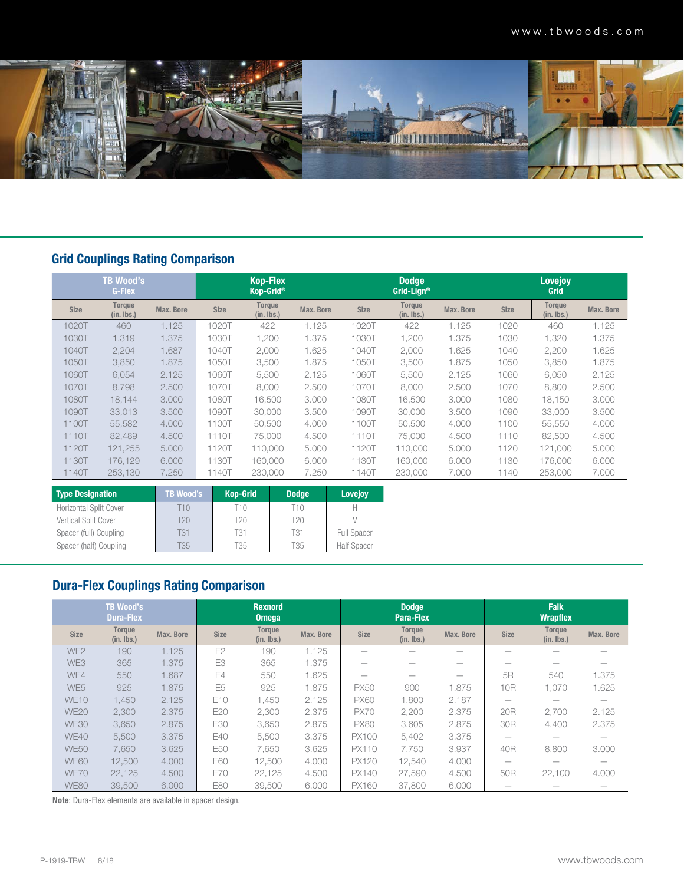## Grid Couplings Rating Comparison

| TB Wood's G-Flex | | | Kop-Flex Kop-Grid® | | | Dodge Grid-Lign® | | | Lovejoy Grid | | |
|---|---|---|---|---|---|---|---|---|---|---|---|
| Size | Torque (in. lbs.) | Max. Bore | Size | Torque (in. lbs.) | Max. Bore | Size | Torque (in. lbs.) | Max. Bore | Size | Torque (in. lbs.) | Max. Bore |
| 1020T | 460 | 1.125 | 1020T | 422 | 1.125 | 1020T | 422 | 1.125 | 1020 | 460 | 1.125 |
| 1030T | 1,319 | 1.375 | 1030T | 1,200 | 1.375 | 1030T | 1,200 | 1.375 | 1030 | 1,320 | 1.375 |
| 1040T | 2,204 | 1.687 | 1040T | 2,000 | 1.625 | 1040T | 2,000 | 1.625 | 1040 | 2,200 | 1.625 |
| 1050T | 3,850 | 1.875 | 1050T | 3,500 | 1.875 | 1050T | 3,500 | 1.875 | 1050 | 3,850 | 1.875 |
| 1060T | 6,054 | 2.125 | 1060T | 5,500 | 2.125 | 1060T | 5,500 | 2.125 | 1060 | 6,050 | 2.125 |
| 1070T | 8,798 | 2.500 | 1070T | 8,000 | 2.500 | 1070T | 8,000 | 2.500 | 1070 | 8,800 | 2.500 |
| 1080T | 18,144 | 3.000 | 1080T | 16,500 | 3.000 | 1080T | 16,500 | 3.000 | 1080 | 18,150 | 3.000 |
| 1090T | 33,013 | 3.500 | 1090T | 30,000 | 3.500 | 1090T | 30,000 | 3.500 | 1090 | 33,000 | 3.500 |
| 1100T | 55,582 | 4.000 | 1100T | 50,500 | 4.000 | 1100T | 50,500 | 4.000 | 1100 | 55,550 | 4.000 |
| 1110T | 82,489 | 4.500 | 1110T | 75,000 | 4.500 | 1110T | 75,000 | 4.500 | 1110 | 82,500 | 4.500 |
| 1120T | 121,255 | 5.000 | 1120T | 110,000 | 5.000 | 1120T | 110,000 | 5.000 | 1120 | 121,000 | 5.000 |
| 1130T | 176,129 | 6.000 | 1130T | 160,000 | 6.000 | 1130T | 160,000 | 6.000 | 1130 | 176,000 | 6.000 |
| 1140T | 253,130 | 7.250 | 1140T | 230,000 | 7.250 | 1140T | 230,000 | 7.000 | 1140 | 253,000 | 7.000 |

| Type Designation | TB Wood's | Kop-Grid | Dodge | Lovejoy |
|---|---|---|---|---|
| Horizontal Split Cover | T10 | T10 | T10 | H |
| Vertical Split Cover | T20 | T20 | T20 | V |
| Spacer (full) Coupling | T31 | T31 | T31 | Full Spacer |
| Spacer (half) Coupling | T35 | T35 | T35 | Half Spacer |

## Dura-Flex Couplings Rating Comparison

| TB Wood's Dura-Flex | | | Rexnord Omega | | | Dodge Para-Flex | | | Falk Wrapflex | | |
|---|---|---|---|---|---|---|---|---|---|---|---|
| Size | Torque (in. lbs.) | Max. Bore | Size | Torque (in. lbs.) | Max. Bore | Size | Torque (in. lbs.) | Max. Bore | Size | Torque (in. lbs.) | Max. Bore |
| WE2 | 190 | 1.125 | E2 | 190 | 1.125 | — | — | — | — | — | — |
| WE3 | 365 | 1.375 | E3 | 365 | 1.375 | — | — | — | — | — | — |
| WE4 | 550 | 1.687 | E4 | 550 | 1.625 | — | — | — | 5R | 540 | 1.375 |
| WE5 | 925 | 1.875 | E5 | 925 | 1.875 | PX50 | 900 | 1.875 | 10R | 1,070 | 1.625 |
| WE10 | 1,450 | 2.125 | E10 | 1,450 | 2.125 | PX60 | 1,800 | 2.187 | — | — | — |
| WE20 | 2,300 | 2.375 | E20 | 2,300 | 2.375 | PX70 | 2,200 | 2.375 | 20R | 2,700 | 2.125 |
| WE30 | 3,650 | 2.875 | E30 | 3,650 | 2.875 | PX80 | 3,605 | 2.875 | 30R | 4,400 | 2.375 |
| WE40 | 5,500 | 3.375 | E40 | 5,500 | 3.375 | PX100 | 5,402 | 3.375 | — | — | — |
| WE50 | 7,650 | 3.625 | E50 | 7,650 | 3.625 | PX110 | 7,750 | 3.937 | 40R | 8,800 | 3.000 |
| WE60 | 12,500 | 4.000 | E60 | 12,500 | 4.000 | PX120 | 12,540 | 4.000 | — | — | — |
| WE70 | 22,125 | 4.500 | E70 | 22,125 | 4.500 | PX140 | 27,590 | 4.500 | 50R | 22,100 | 4.000 |
| WE80 | 39,500 | 6.000 | E80 | 39,500 | 6.000 | PX160 | 37,800 | 6.000 | — | — | — |

**Note**: Dura-Flex elements are available in spacer design.

P-1919-TBW 8/18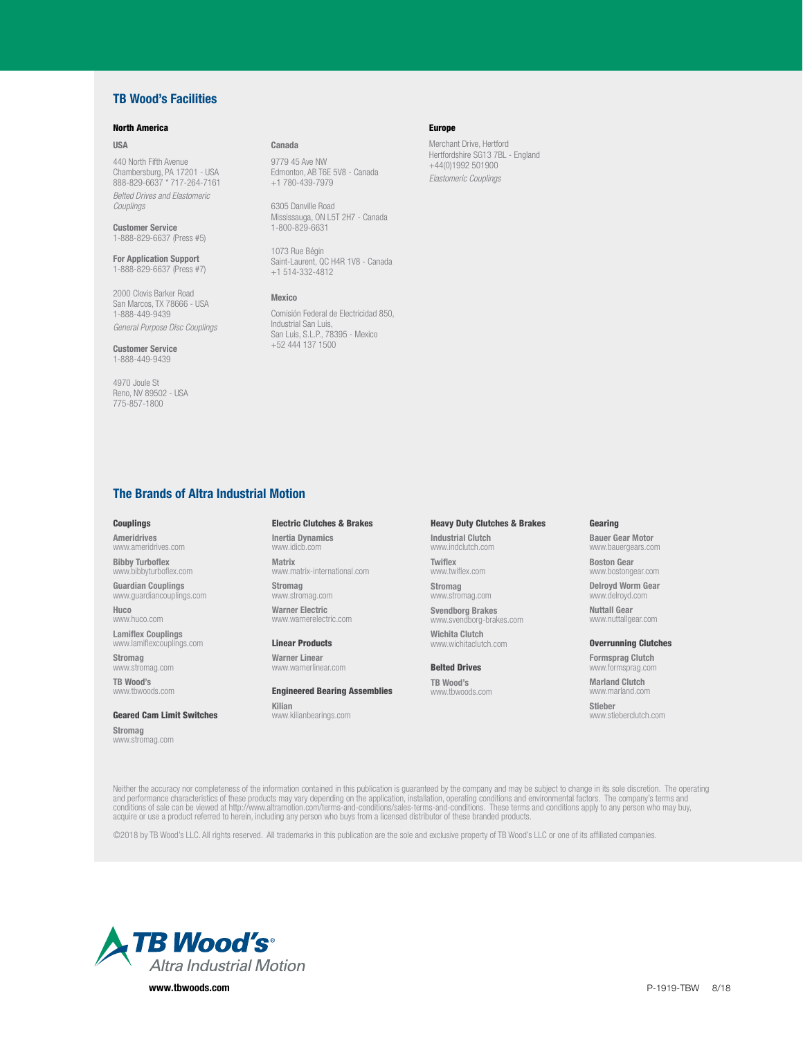## TB Wood's Facilities

### North America

**USA**

440 North Fifth Avenue
Chambersburg, PA 17201 - USA
888-829-6637 * 717-264-7161
*Belted Drives and Elastomeric Couplings*

**Customer Service**
1-888-829-6637 (Press #5)

**For Application Support**
1-888-829-6637 (Press #7)

2000 Clovis Barker Road
San Marcos, TX 78666 - USA
1-888-449-9439
*General Purpose Disc Couplings*

**Customer Service**
1-888-449-9439

4970 Joule St
Reno, NV 89502 - USA
775-857-1800

**Canada**

9779 45 Ave NW
Edmonton, AB T6E 5V8 - Canada
+1 780-439-7979

6305 Danville Road
Mississauga, ON L5T 2H7 - Canada
1-800-829-6631

1073 Rue Bégin
Saint-Laurent, QC H4R 1V8 - Canada
+1 514-332-4812

**Mexico**

Comisión Federal de Electricidad 850,
Industrial San Luis,
San Luis, S.L.P., 78395 - Mexico
+52 444 137 1500

### Europe

Merchant Drive, Hertford
Hertfordshire SG13 7BL - England
+44(0)1992 501900
*Elastomeric Couplings*

## The Brands of Altra Industrial Motion

**Couplings**

**Ameridrives**
www.ameridrives.com

**Bibby Turboflex**
www.bibbyturboflex.com

**Guardian Couplings**
www.guardiancouplings.com

**Huco**
www.huco.com

**Lamiflex Couplings**
www.lamiflexcouplings.com

**Stromag**
www.stromag.com

**TB Wood's**
www.tbwoods.com

**Geared Cam Limit Switches**

**Stromag**
www.stromag.com

**Electric Clutches & Brakes**

**Inertia Dynamics**
www.idicb.com

**Matrix**
www.matrix-international.com

**Stromag**
www.stromag.com

**Warner Electric**
www.warnerelectric.com

**Linear Products**

**Warner Linear**
www.warnerlinear.com

**Engineered Bearing Assemblies**

**Kilian**
www.kilianbearings.com

**Heavy Duty Clutches & Brakes**

**Industrial Clutch**
www.indclutch.com

**Twiflex**
www.twiflex.com

**Stromag**
www.stromag.com

**Svendborg Brakes**
www.svendborg-brakes.com

**Wichita Clutch**
www.wichitaclutch.com

**Belted Drives**

**TB Wood's**
www.tbwoods.com

**Gearing**

**Bauer Gear Motor**
www.bauergears.com

**Boston Gear**
www.bostongear.com

**Delroyd Worm Gear**
www.delroyd.com

**Nuttall Gear**
www.nuttallgear.com

**Overrunning Clutches**

**Formsprag Clutch**
www.formsprag.com

**Marland Clutch**
www.marland.com

**Stieber**
www.stieberclutch.com

Neither the accuracy nor completeness of the information contained in this publication is guaranteed by the company and may be subject to change in its sole discretion. The operating and performance characteristics of these products may vary depending on the application, installation, operating conditions and environmental factors. The company's terms and conditions of sale can be viewed at http://www.altramotion.com/terms-and-conditions/sales-terms-and-conditions. These terms and conditions apply to any person who may buy, acquire or use a product referred to herein, including any person who buys from a licensed distributor of these branded products.

©2018 by TB Wood's LLC. All rights reserved. All trademarks in this publication are the sole and exclusive property of TB Wood's LLC or one of its affiliated companies.

TB Wood's® Altra Industrial Motion

**www.tbwoods.com**

P-1919-TBW 8/18